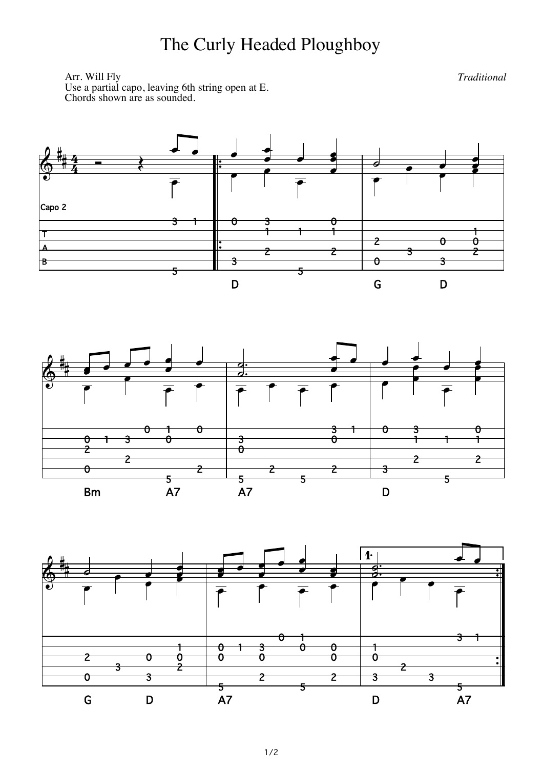# The Curly Headed Ploughboy

Arr. Will Fly
Use a partial capo, leaving 6th string open at E.
Chords shown are as sounded.

*Traditional*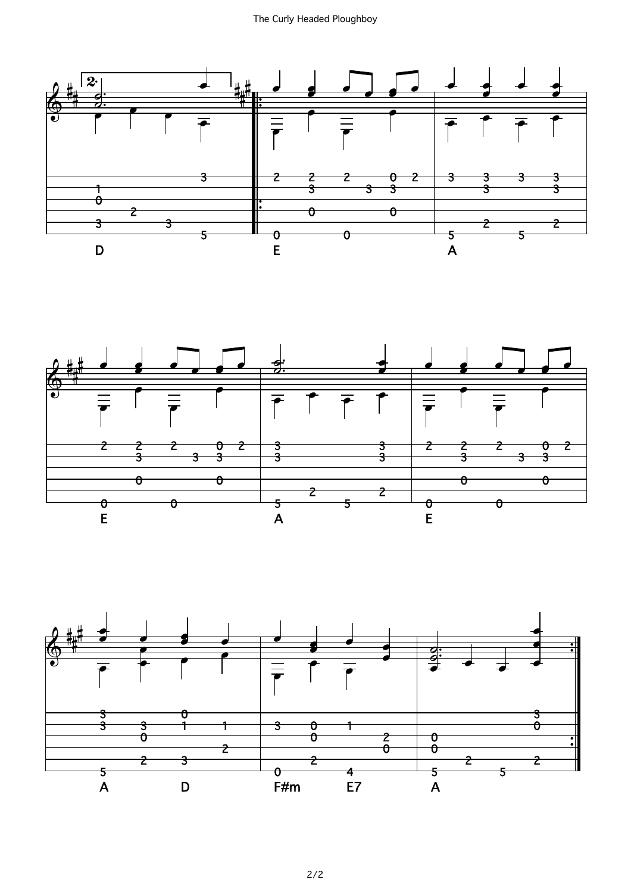D E A

E A E

A D F#m E7 A